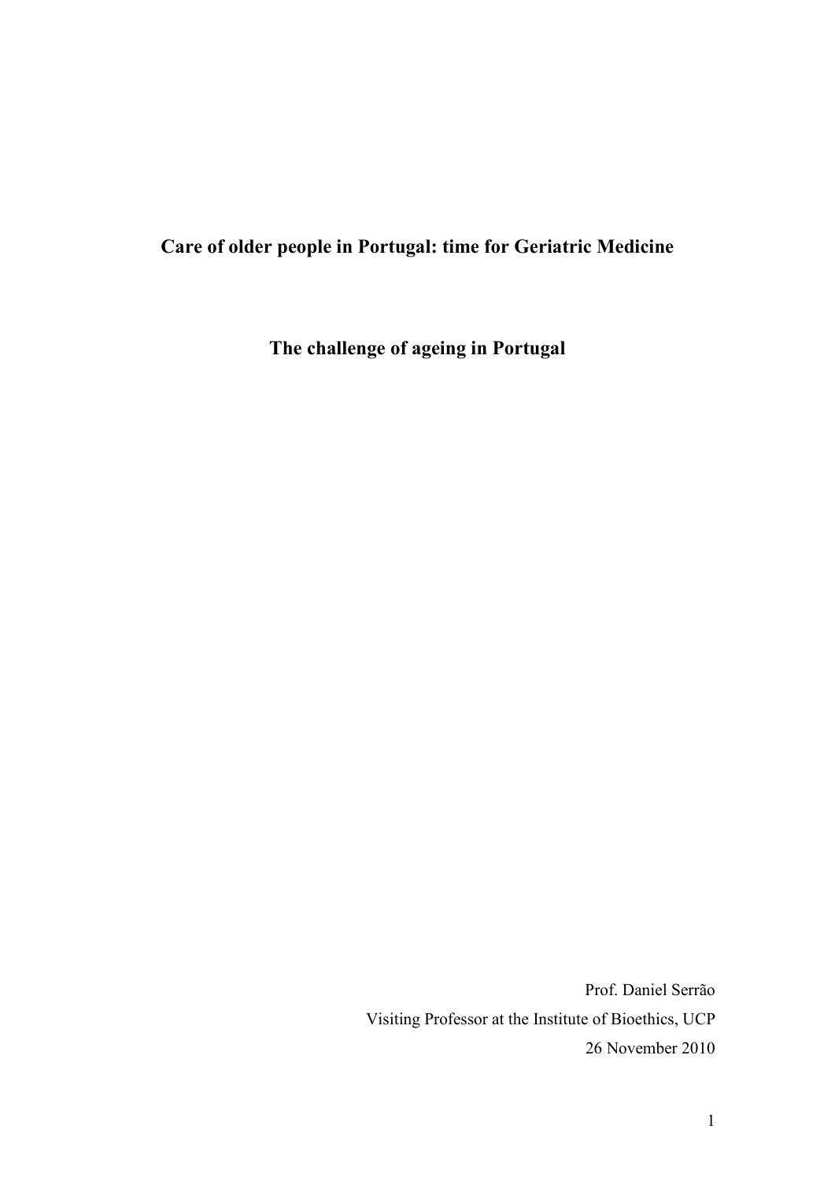# Care of older people in Portugal: time for Geriatric Medicine

## The challenge of ageing in Portugal

Prof. Daniel Serrão

Visiting Professor at the Institute of Bioethics, UCP

26 November 2010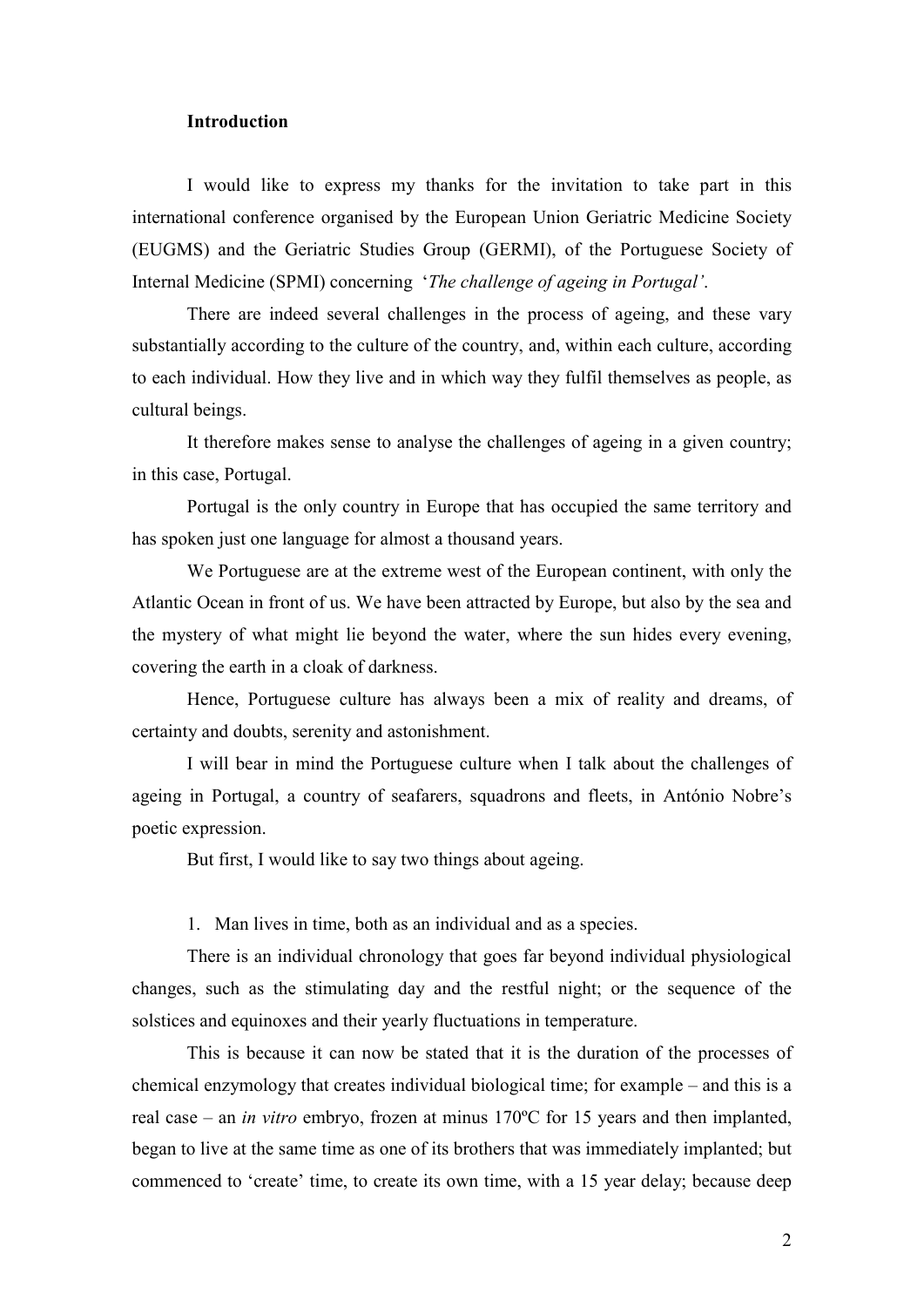**Introduction**

I would like to express my thanks for the invitation to take part in this international conference organised by the European Union Geriatric Medicine Society (EUGMS) and the Geriatric Studies Group (GERMI), of the Portuguese Society of Internal Medicine (SPMI) concerning '*The challenge of ageing in Portugal'*.

There are indeed several challenges in the process of ageing, and these vary substantially according to the culture of the country, and, within each culture, according to each individual. How they live and in which way they fulfil themselves as people, as cultural beings.

It therefore makes sense to analyse the challenges of ageing in a given country; in this case, Portugal.

Portugal is the only country in Europe that has occupied the same territory and has spoken just one language for almost a thousand years.

We Portuguese are at the extreme west of the European continent, with only the Atlantic Ocean in front of us. We have been attracted by Europe, but also by the sea and the mystery of what might lie beyond the water, where the sun hides every evening, covering the earth in a cloak of darkness.

Hence, Portuguese culture has always been a mix of reality and dreams, of certainty and doubts, serenity and astonishment.

I will bear in mind the Portuguese culture when I talk about the challenges of ageing in Portugal, a country of seafarers, squadrons and fleets, in António Nobre's poetic expression.

But first, I would like to say two things about ageing.

1. Man lives in time, both as an individual and as a species.

There is an individual chronology that goes far beyond individual physiological changes, such as the stimulating day and the restful night; or the sequence of the solstices and equinoxes and their yearly fluctuations in temperature.

This is because it can now be stated that it is the duration of the processes of chemical enzymology that creates individual biological time; for example – and this is a real case – an *in vitro* embryo, frozen at minus 170ºC for 15 years and then implanted, began to live at the same time as one of its brothers that was immediately implanted; but commenced to 'create' time, to create its own time, with a 15 year delay; because deep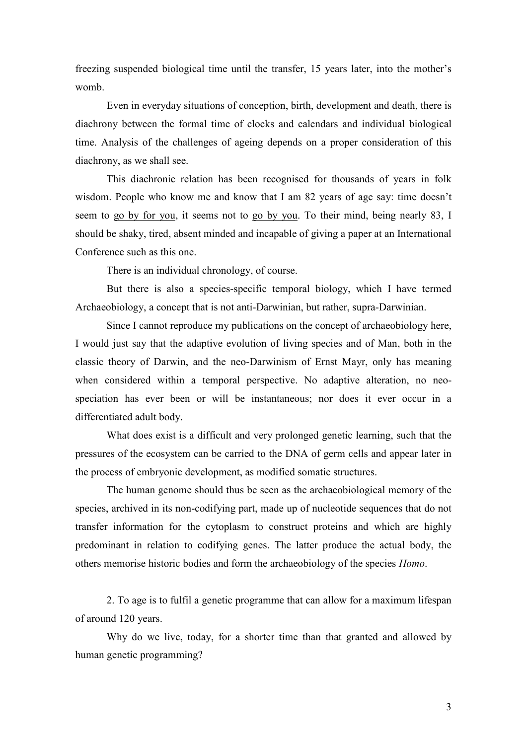freezing suspended biological time until the transfer, 15 years later, into the mother's womb.

Even in everyday situations of conception, birth, development and death, there is diachrony between the formal time of clocks and calendars and individual biological time. Analysis of the challenges of ageing depends on a proper consideration of this diachrony, as we shall see.

This diachronic relation has been recognised for thousands of years in folk wisdom. People who know me and know that I am 82 years of age say: time doesn't seem to <u>go by for you</u>, it seems not to <u>go by you</u>. To their mind, being nearly 83, I should be shaky, tired, absent minded and incapable of giving a paper at an International Conference such as this one.

There is an individual chronology, of course.

But there is also a species-specific temporal biology, which I have termed Archaeobiology, a concept that is not anti-Darwinian, but rather, supra-Darwinian.

Since I cannot reproduce my publications on the concept of archaeobiology here, I would just say that the adaptive evolution of living species and of Man, both in the classic theory of Darwin, and the neo-Darwinism of Ernst Mayr, only has meaning when considered within a temporal perspective. No adaptive alteration, no neo-speciation has ever been or will be instantaneous; nor does it ever occur in a differentiated adult body.

What does exist is a difficult and very prolonged genetic learning, such that the pressures of the ecosystem can be carried to the DNA of germ cells and appear later in the process of embryonic development, as modified somatic structures.

The human genome should thus be seen as the archaeobiological memory of the species, archived in its non-codifying part, made up of nucleotide sequences that do not transfer information for the cytoplasm to construct proteins and which are highly predominant in relation to codifying genes. The latter produce the actual body, the others memorise historic bodies and form the archaeobiology of the species *Homo*.

2. To age is to fulfil a genetic programme that can allow for a maximum lifespan of around 120 years.

Why do we live, today, for a shorter time than that granted and allowed by human genetic programming?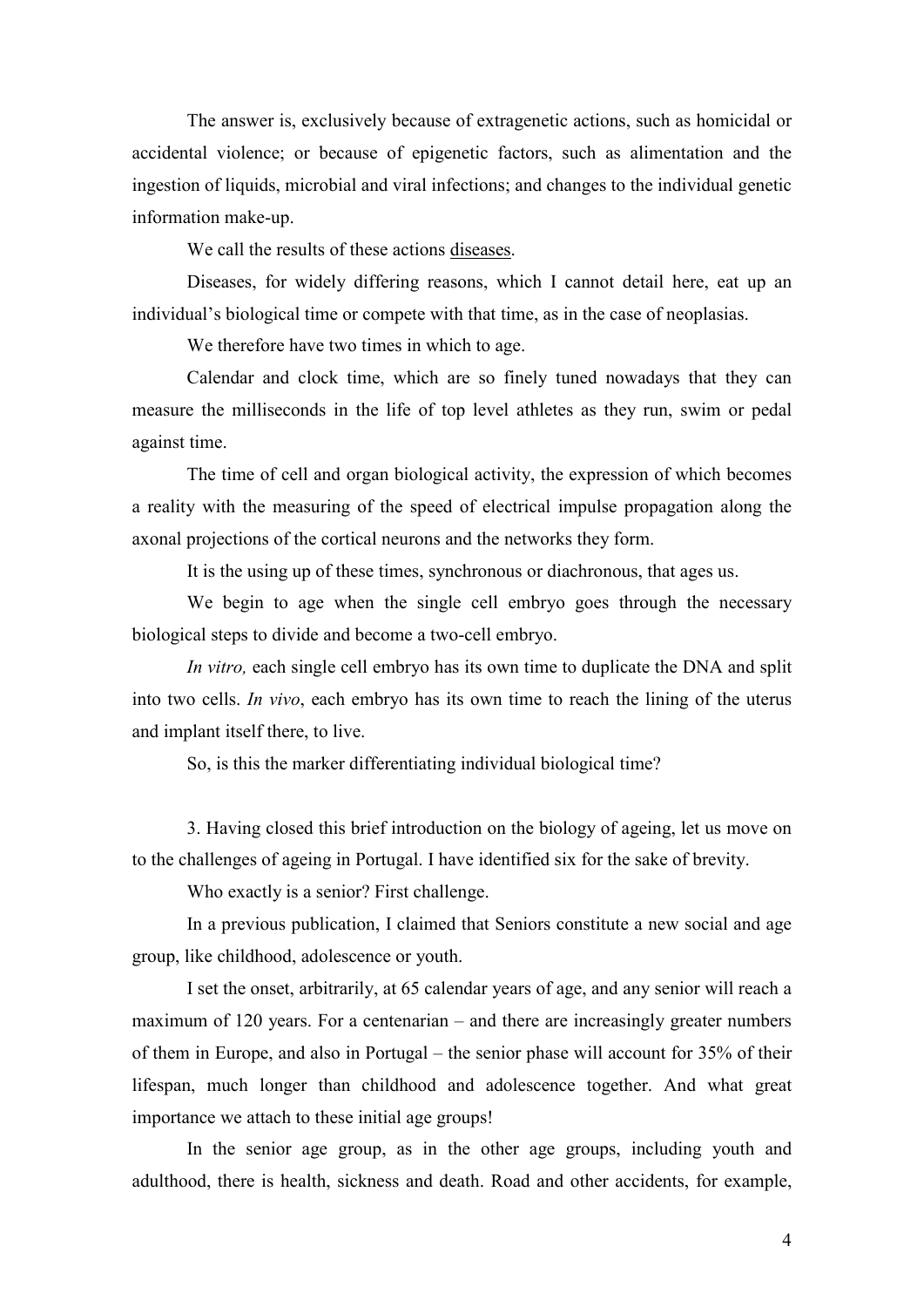The answer is, exclusively because of extragenetic actions, such as homicidal or accidental violence; or because of epigenetic factors, such as alimentation and the ingestion of liquids, microbial and viral infections; and changes to the individual genetic information make-up.

We call the results of these actions diseases.

Diseases, for widely differing reasons, which I cannot detail here, eat up an individual's biological time or compete with that time, as in the case of neoplasias.

We therefore have two times in which to age.

Calendar and clock time, which are so finely tuned nowadays that they can measure the milliseconds in the life of top level athletes as they run, swim or pedal against time.

The time of cell and organ biological activity, the expression of which becomes a reality with the measuring of the speed of electrical impulse propagation along the axonal projections of the cortical neurons and the networks they form.

It is the using up of these times, synchronous or diachronous, that ages us.

We begin to age when the single cell embryo goes through the necessary biological steps to divide and become a two-cell embryo.

*In vitro,* each single cell embryo has its own time to duplicate the DNA and split into two cells. *In vivo*, each embryo has its own time to reach the lining of the uterus and implant itself there, to live.

So, is this the marker differentiating individual biological time?

3. Having closed this brief introduction on the biology of ageing, let us move on to the challenges of ageing in Portugal. I have identified six for the sake of brevity.

Who exactly is a senior? First challenge.

In a previous publication, I claimed that Seniors constitute a new social and age group, like childhood, adolescence or youth.

I set the onset, arbitrarily, at 65 calendar years of age, and any senior will reach a maximum of 120 years. For a centenarian – and there are increasingly greater numbers of them in Europe, and also in Portugal – the senior phase will account for 35% of their lifespan, much longer than childhood and adolescence together. And what great importance we attach to these initial age groups!

In the senior age group, as in the other age groups, including youth and adulthood, there is health, sickness and death. Road and other accidents, for example,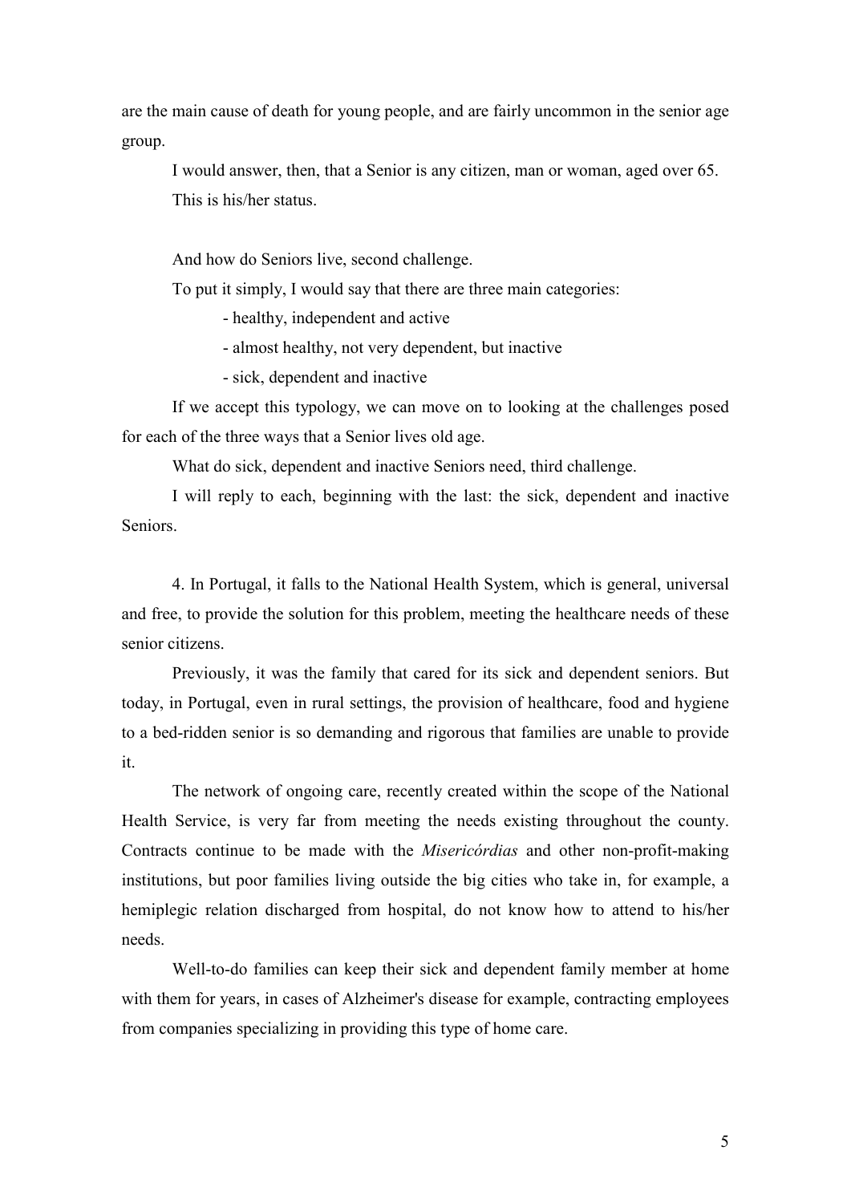are the main cause of death for young people, and are fairly uncommon in the senior age group.

I would answer, then, that a Senior is any citizen, man or woman, aged over 65. This is his/her status.

And how do Seniors live, second challenge.

To put it simply, I would say that there are three main categories:

- healthy, independent and active
- almost healthy, not very dependent, but inactive
- sick, dependent and inactive

If we accept this typology, we can move on to looking at the challenges posed for each of the three ways that a Senior lives old age.

What do sick, dependent and inactive Seniors need, third challenge.

I will reply to each, beginning with the last: the sick, dependent and inactive Seniors.

4. In Portugal, it falls to the National Health System, which is general, universal and free, to provide the solution for this problem, meeting the healthcare needs of these senior citizens.

Previously, it was the family that cared for its sick and dependent seniors. But today, in Portugal, even in rural settings, the provision of healthcare, food and hygiene to a bed-ridden senior is so demanding and rigorous that families are unable to provide it.

The network of ongoing care, recently created within the scope of the National Health Service, is very far from meeting the needs existing throughout the county. Contracts continue to be made with the *Misericórdias* and other non-profit-making institutions, but poor families living outside the big cities who take in, for example, a hemiplegic relation discharged from hospital, do not know how to attend to his/her needs.

Well-to-do families can keep their sick and dependent family member at home with them for years, in cases of Alzheimer's disease for example, contracting employees from companies specializing in providing this type of home care.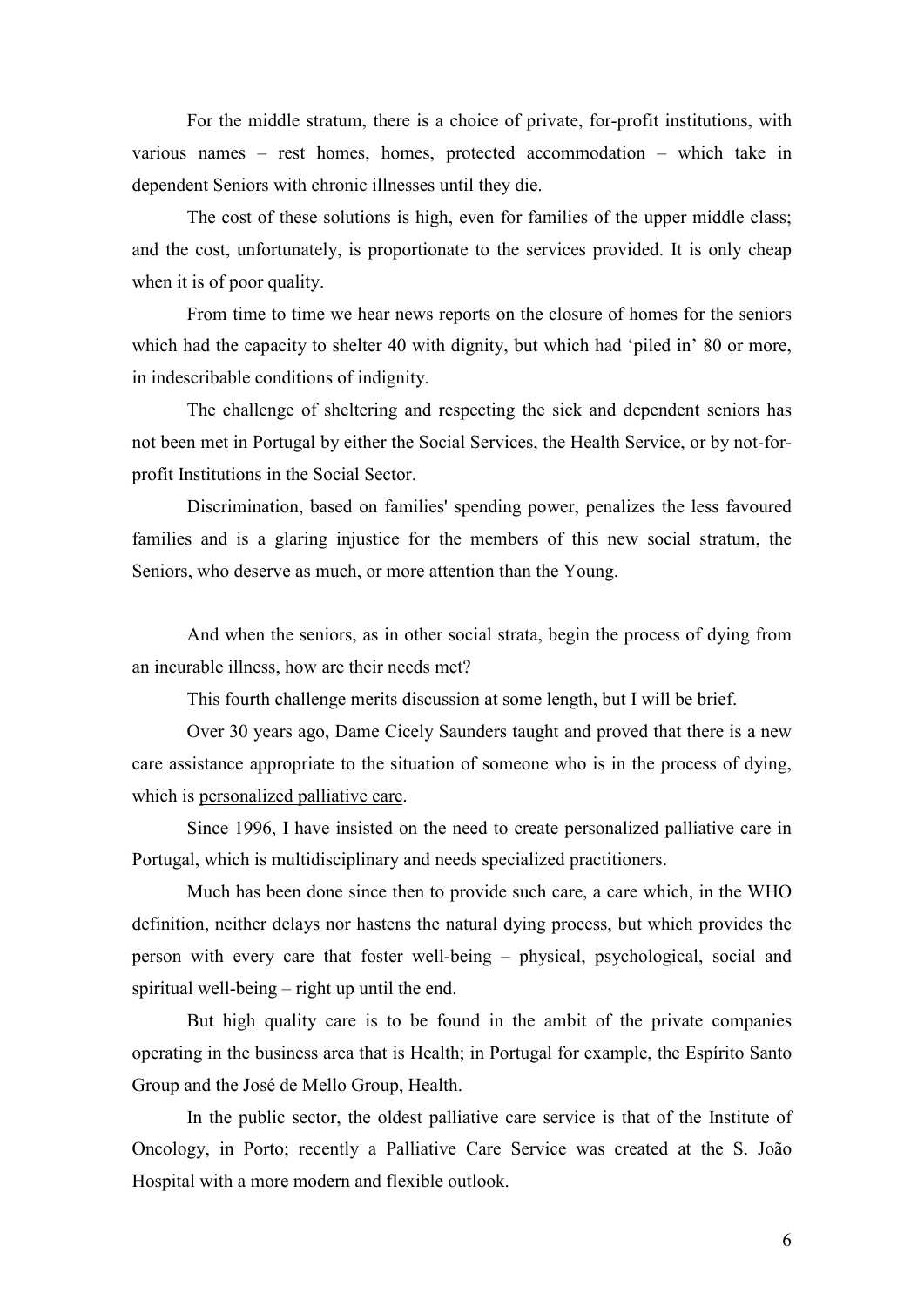For the middle stratum, there is a choice of private, for-profit institutions, with various names – rest homes, homes, protected accommodation – which take in dependent Seniors with chronic illnesses until they die.

The cost of these solutions is high, even for families of the upper middle class; and the cost, unfortunately, is proportionate to the services provided. It is only cheap when it is of poor quality.

From time to time we hear news reports on the closure of homes for the seniors which had the capacity to shelter 40 with dignity, but which had 'piled in' 80 or more, in indescribable conditions of indignity.

The challenge of sheltering and respecting the sick and dependent seniors has not been met in Portugal by either the Social Services, the Health Service, or by not-for-profit Institutions in the Social Sector.

Discrimination, based on families' spending power, penalizes the less favoured families and is a glaring injustice for the members of this new social stratum, the Seniors, who deserve as much, or more attention than the Young.

And when the seniors, as in other social strata, begin the process of dying from an incurable illness, how are their needs met?

This fourth challenge merits discussion at some length, but I will be brief.

Over 30 years ago, Dame Cicely Saunders taught and proved that there is a new care assistance appropriate to the situation of someone who is in the process of dying, which is <u>personalized palliative care</u>.

Since 1996, I have insisted on the need to create personalized palliative care in Portugal, which is multidisciplinary and needs specialized practitioners.

Much has been done since then to provide such care, a care which, in the WHO definition, neither delays nor hastens the natural dying process, but which provides the person with every care that foster well-being – physical, psychological, social and spiritual well-being – right up until the end.

But high quality care is to be found in the ambit of the private companies operating in the business area that is Health; in Portugal for example, the Espírito Santo Group and the José de Mello Group, Health.

In the public sector, the oldest palliative care service is that of the Institute of Oncology, in Porto; recently a Palliative Care Service was created at the S. João Hospital with a more modern and flexible outlook.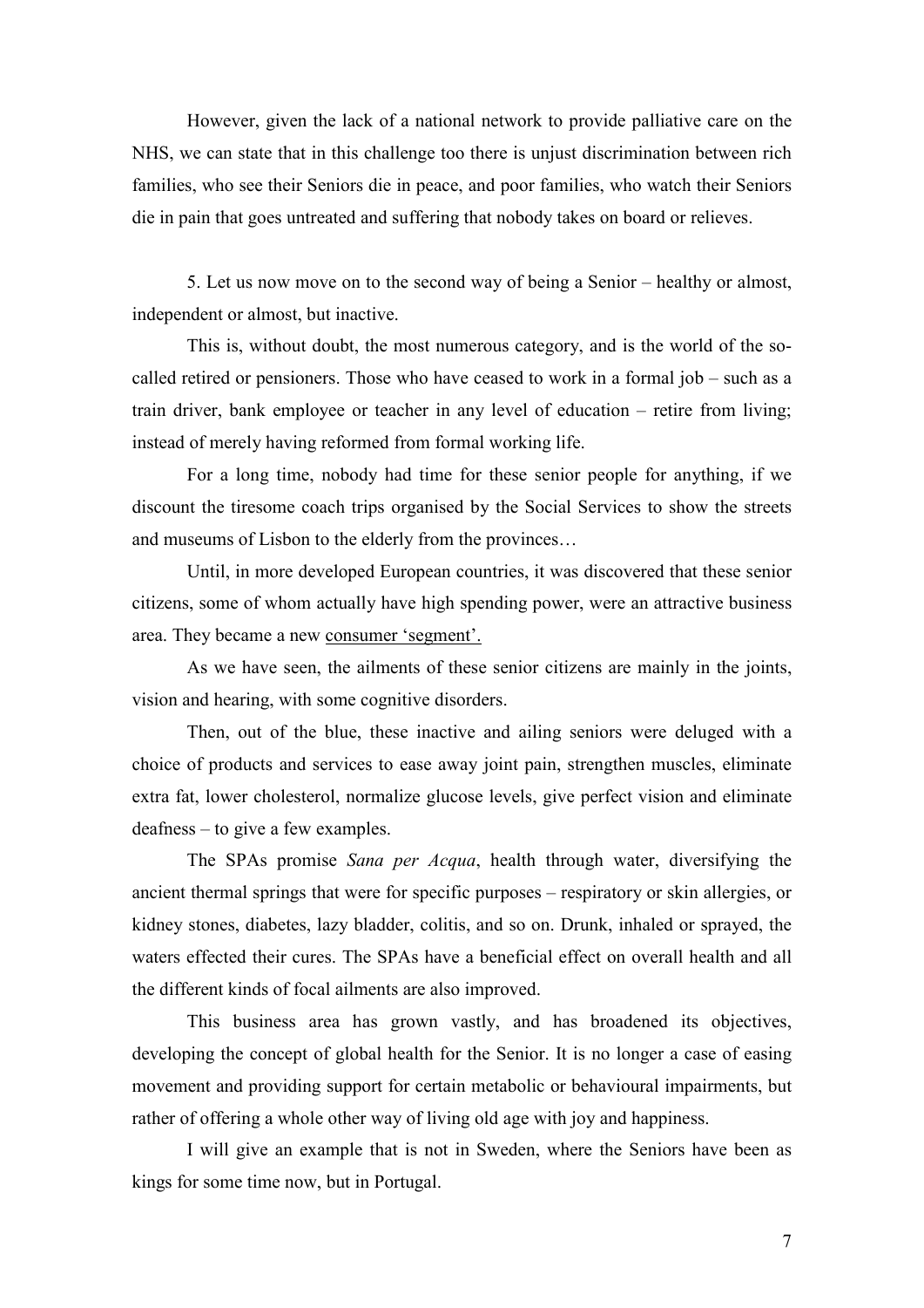However, given the lack of a national network to provide palliative care on the NHS, we can state that in this challenge too there is unjust discrimination between rich families, who see their Seniors die in peace, and poor families, who watch their Seniors die in pain that goes untreated and suffering that nobody takes on board or relieves.

5. Let us now move on to the second way of being a Senior – healthy or almost, independent or almost, but inactive.

This is, without doubt, the most numerous category, and is the world of the so-called retired or pensioners. Those who have ceased to work in a formal job – such as a train driver, bank employee or teacher in any level of education – retire from living; instead of merely having reformed from formal working life.

For a long time, nobody had time for these senior people for anything, if we discount the tiresome coach trips organised by the Social Services to show the streets and museums of Lisbon to the elderly from the provinces…

Until, in more developed European countries, it was discovered that these senior citizens, some of whom actually have high spending power, were an attractive business area. They became a new consumer 'segment'.

As we have seen, the ailments of these senior citizens are mainly in the joints, vision and hearing, with some cognitive disorders.

Then, out of the blue, these inactive and ailing seniors were deluged with a choice of products and services to ease away joint pain, strengthen muscles, eliminate extra fat, lower cholesterol, normalize glucose levels, give perfect vision and eliminate deafness – to give a few examples.

The SPAs promise *Sana per Acqua*, health through water, diversifying the ancient thermal springs that were for specific purposes – respiratory or skin allergies, or kidney stones, diabetes, lazy bladder, colitis, and so on. Drunk, inhaled or sprayed, the waters effected their cures. The SPAs have a beneficial effect on overall health and all the different kinds of focal ailments are also improved.

This business area has grown vastly, and has broadened its objectives, developing the concept of global health for the Senior. It is no longer a case of easing movement and providing support for certain metabolic or behavioural impairments, but rather of offering a whole other way of living old age with joy and happiness.

I will give an example that is not in Sweden, where the Seniors have been as kings for some time now, but in Portugal.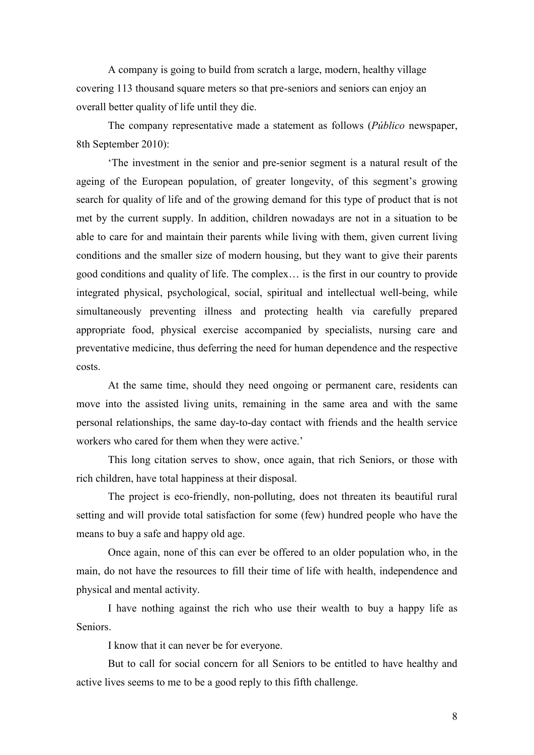A company is going to build from scratch a large, modern, healthy village covering 113 thousand square meters so that pre-seniors and seniors can enjoy an overall better quality of life until they die.

The company representative made a statement as follows (*Público* newspaper, 8th September 2010):

'The investment in the senior and pre-senior segment is a natural result of the ageing of the European population, of greater longevity, of this segment's growing search for quality of life and of the growing demand for this type of product that is not met by the current supply. In addition, children nowadays are not in a situation to be able to care for and maintain their parents while living with them, given current living conditions and the smaller size of modern housing, but they want to give their parents good conditions and quality of life. The complex… is the first in our country to provide integrated physical, psychological, social, spiritual and intellectual well-being, while simultaneously preventing illness and protecting health via carefully prepared appropriate food, physical exercise accompanied by specialists, nursing care and preventative medicine, thus deferring the need for human dependence and the respective costs.

At the same time, should they need ongoing or permanent care, residents can move into the assisted living units, remaining in the same area and with the same personal relationships, the same day-to-day contact with friends and the health service workers who cared for them when they were active.'

This long citation serves to show, once again, that rich Seniors, or those with rich children, have total happiness at their disposal.

The project is eco-friendly, non-polluting, does not threaten its beautiful rural setting and will provide total satisfaction for some (few) hundred people who have the means to buy a safe and happy old age.

Once again, none of this can ever be offered to an older population who, in the main, do not have the resources to fill their time of life with health, independence and physical and mental activity.

I have nothing against the rich who use their wealth to buy a happy life as Seniors.

I know that it can never be for everyone.

But to call for social concern for all Seniors to be entitled to have healthy and active lives seems to me to be a good reply to this fifth challenge.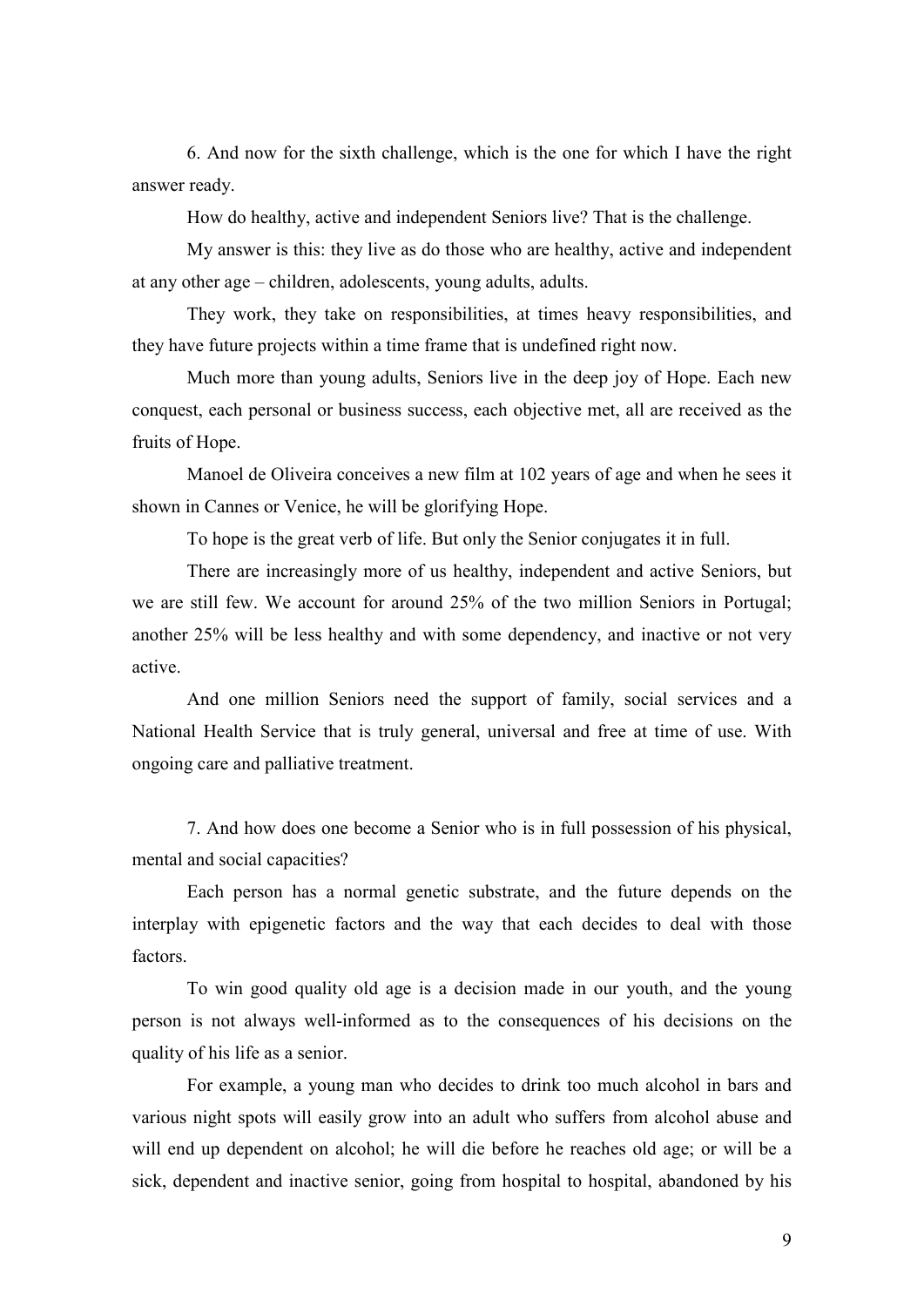6. And now for the sixth challenge, which is the one for which I have the right answer ready.

How do healthy, active and independent Seniors live? That is the challenge.

My answer is this: they live as do those who are healthy, active and independent at any other age – children, adolescents, young adults, adults.

They work, they take on responsibilities, at times heavy responsibilities, and they have future projects within a time frame that is undefined right now.

Much more than young adults, Seniors live in the deep joy of Hope. Each new conquest, each personal or business success, each objective met, all are received as the fruits of Hope.

Manoel de Oliveira conceives a new film at 102 years of age and when he sees it shown in Cannes or Venice, he will be glorifying Hope.

To hope is the great verb of life. But only the Senior conjugates it in full.

There are increasingly more of us healthy, independent and active Seniors, but we are still few. We account for around 25% of the two million Seniors in Portugal; another 25% will be less healthy and with some dependency, and inactive or not very active.

And one million Seniors need the support of family, social services and a National Health Service that is truly general, universal and free at time of use. With ongoing care and palliative treatment.

7. And how does one become a Senior who is in full possession of his physical, mental and social capacities?

Each person has a normal genetic substrate, and the future depends on the interplay with epigenetic factors and the way that each decides to deal with those factors.

To win good quality old age is a decision made in our youth, and the young person is not always well-informed as to the consequences of his decisions on the quality of his life as a senior.

For example, a young man who decides to drink too much alcohol in bars and various night spots will easily grow into an adult who suffers from alcohol abuse and will end up dependent on alcohol; he will die before he reaches old age; or will be a sick, dependent and inactive senior, going from hospital to hospital, abandoned by his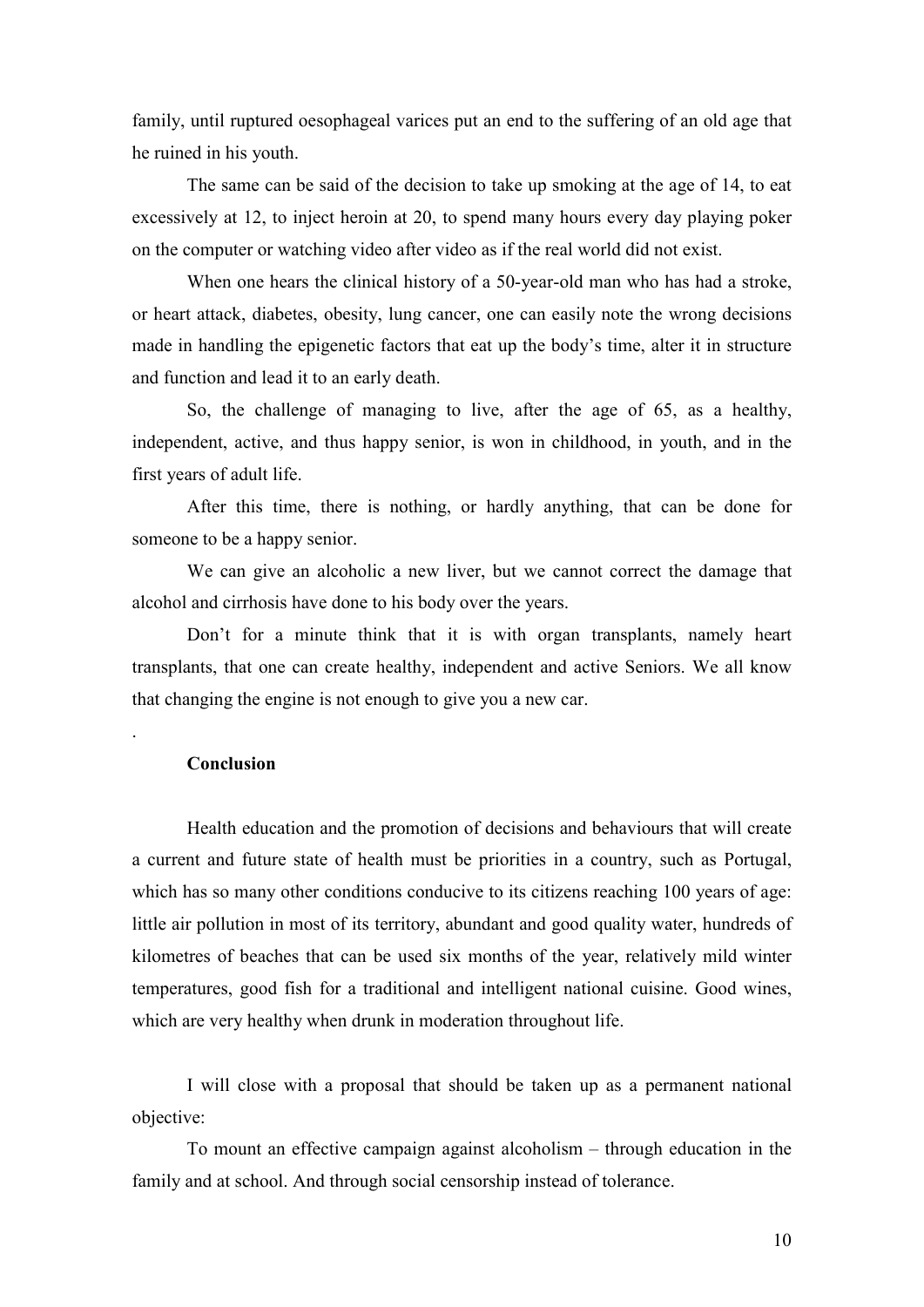family, until ruptured oesophageal varices put an end to the suffering of an old age that he ruined in his youth.

The same can be said of the decision to take up smoking at the age of 14, to eat excessively at 12, to inject heroin at 20, to spend many hours every day playing poker on the computer or watching video after video as if the real world did not exist.

When one hears the clinical history of a 50-year-old man who has had a stroke, or heart attack, diabetes, obesity, lung cancer, one can easily note the wrong decisions made in handling the epigenetic factors that eat up the body's time, alter it in structure and function and lead it to an early death.

So, the challenge of managing to live, after the age of 65, as a healthy, independent, active, and thus happy senior, is won in childhood, in youth, and in the first years of adult life.

After this time, there is nothing, or hardly anything, that can be done for someone to be a happy senior.

We can give an alcoholic a new liver, but we cannot correct the damage that alcohol and cirrhosis have done to his body over the years.

Don't for a minute think that it is with organ transplants, namely heart transplants, that one can create healthy, independent and active Seniors. We all know that changing the engine is not enough to give you a new car.

.

**Conclusion**

Health education and the promotion of decisions and behaviours that will create a current and future state of health must be priorities in a country, such as Portugal, which has so many other conditions conducive to its citizens reaching 100 years of age: little air pollution in most of its territory, abundant and good quality water, hundreds of kilometres of beaches that can be used six months of the year, relatively mild winter temperatures, good fish for a traditional and intelligent national cuisine. Good wines, which are very healthy when drunk in moderation throughout life.

I will close with a proposal that should be taken up as a permanent national objective:

To mount an effective campaign against alcoholism – through education in the family and at school. And through social censorship instead of tolerance.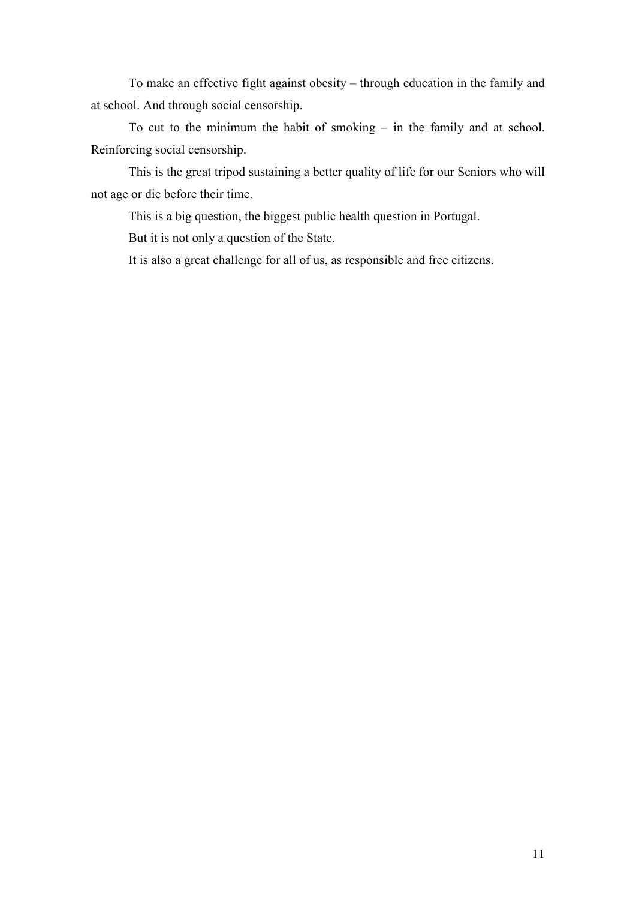To make an effective fight against obesity – through education in the family and at school. And through social censorship.

To cut to the minimum the habit of smoking – in the family and at school. Reinforcing social censorship.

This is the great tripod sustaining a better quality of life for our Seniors who will not age or die before their time.

This is a big question, the biggest public health question in Portugal.

But it is not only a question of the State.

It is also a great challenge for all of us, as responsible and free citizens.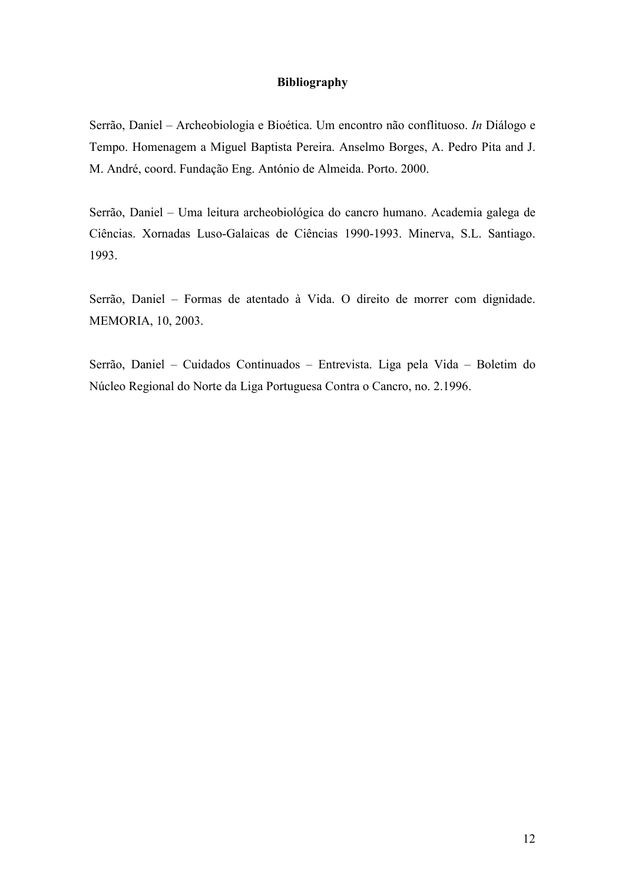**Bibliography**

Serrão, Daniel – Archeobiologia e Bioética. Um encontro não conflituoso. *In* Diálogo e Tempo. Homenagem a Miguel Baptista Pereira. Anselmo Borges, A. Pedro Pita and J. M. André, coord. Fundação Eng. António de Almeida. Porto. 2000.

Serrão, Daniel – Uma leitura archeobiológica do cancro humano. Academia galega de Ciências. Xornadas Luso-Galaicas de Ciências 1990-1993. Minerva, S.L. Santiago. 1993.

Serrão, Daniel – Formas de atentado à Vida. O direito de morrer com dignidade. MEMORIA, 10, 2003.

Serrão, Daniel – Cuidados Continuados – Entrevista. Liga pela Vida – Boletim do Núcleo Regional do Norte da Liga Portuguesa Contra o Cancro, no. 2.1996.